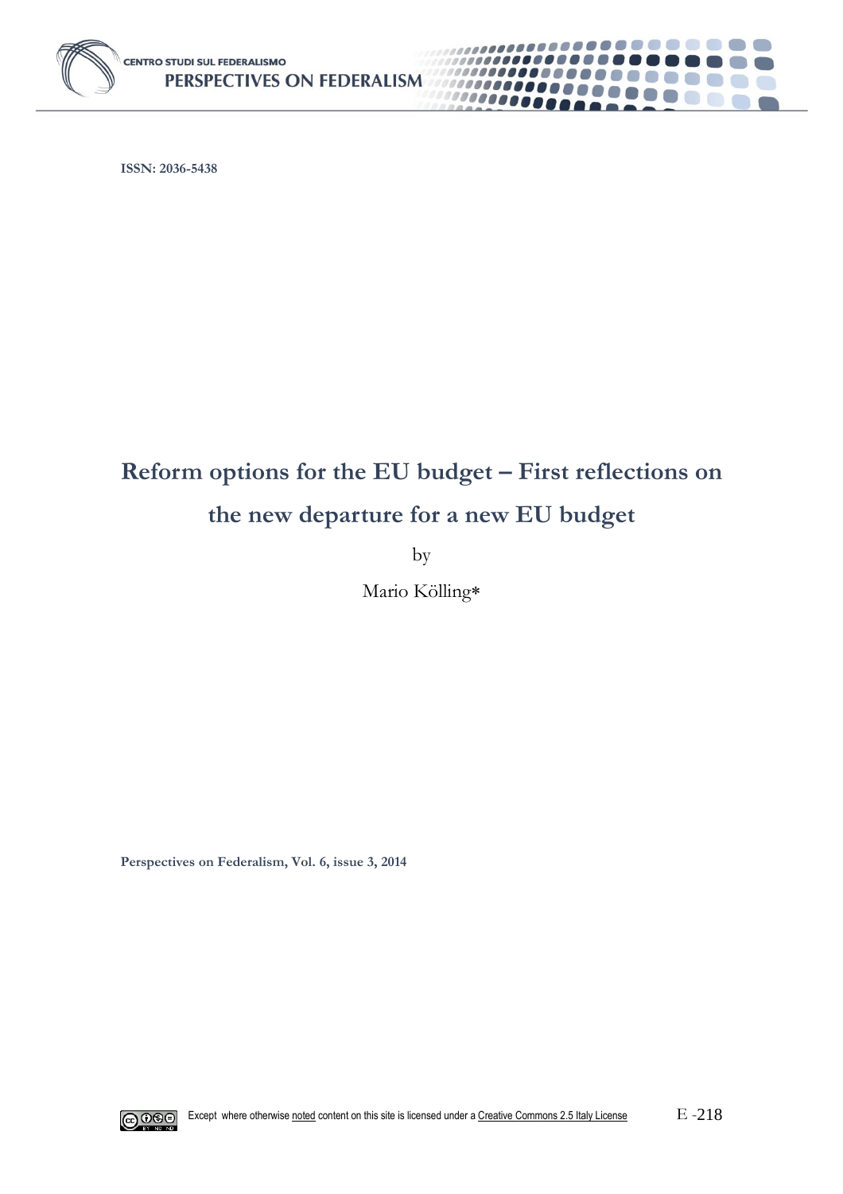ISSN: 2036-5438

# Reform options for the EU budget – First reflections on the new departure for a new EU budget

by

Mario Kölling*

Perspectives on Federalism, Vol. 6, issue 3, 2014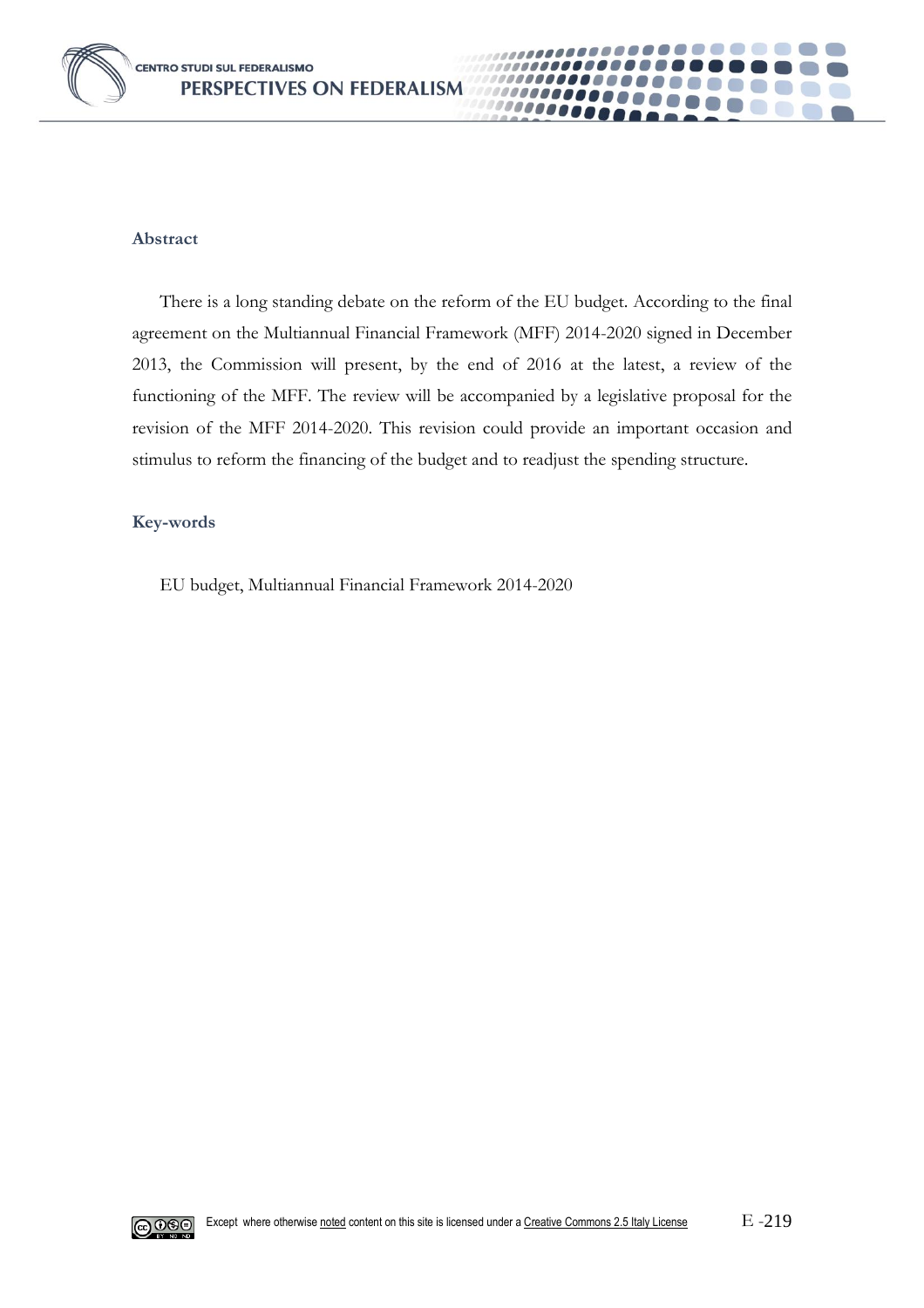## Abstract

There is a long standing debate on the reform of the EU budget. According to the final agreement on the Multiannual Financial Framework (MFF) 2014-2020 signed in December 2013, the Commission will present, by the end of 2016 at the latest, a review of the functioning of the MFF. The review will be accompanied by a legislative proposal for the revision of the MFF 2014-2020. This revision could provide an important occasion and stimulus to reform the financing of the budget and to readjust the spending structure.

## Key-words

EU budget, Multiannual Financial Framework 2014-2020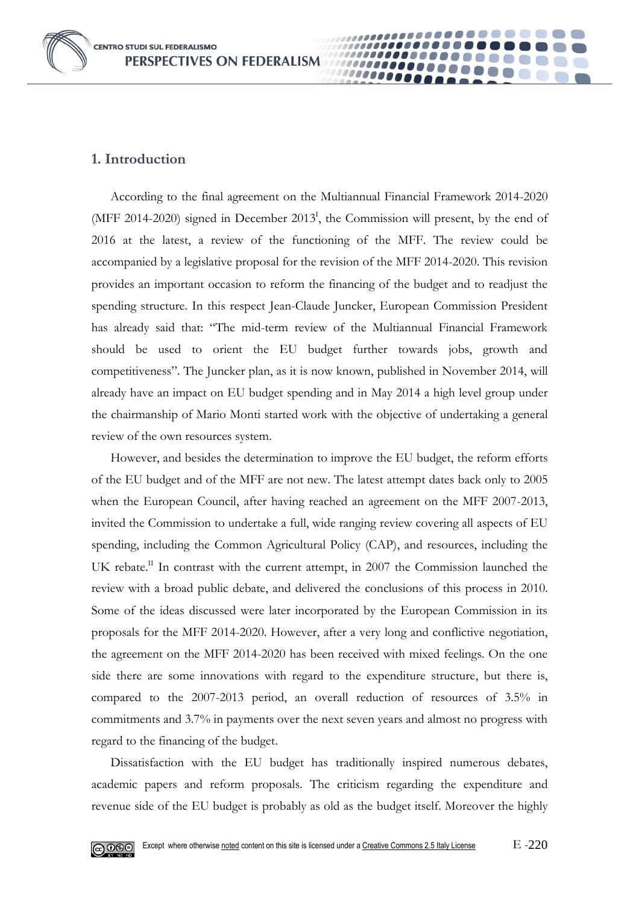## 1. Introduction

According to the final agreement on the Multiannual Financial Framework 2014-2020 (MFF 2014-2020) signed in December 2013[I], the Commission will present, by the end of 2016 at the latest, a review of the functioning of the MFF. The review could be accompanied by a legislative proposal for the revision of the MFF 2014-2020. This revision provides an important occasion to reform the financing of the budget and to readjust the spending structure. In this respect Jean-Claude Juncker, European Commission President has already said that: "The mid-term review of the Multiannual Financial Framework should be used to orient the EU budget further towards jobs, growth and competitiveness". The Juncker plan, as it is now known, published in November 2014, will already have an impact on EU budget spending and in May 2014 a high level group under the chairmanship of Mario Monti started work with the objective of undertaking a general review of the own resources system.

However, and besides the determination to improve the EU budget, the reform efforts of the EU budget and of the MFF are not new. The latest attempt dates back only to 2005 when the European Council, after having reached an agreement on the MFF 2007-2013, invited the Commission to undertake a full, wide ranging review covering all aspects of EU spending, including the Common Agricultural Policy (CAP), and resources, including the UK rebate.[II] In contrast with the current attempt, in 2007 the Commission launched the review with a broad public debate, and delivered the conclusions of this process in 2010. Some of the ideas discussed were later incorporated by the European Commission in its proposals for the MFF 2014-2020. However, after a very long and conflictive negotiation, the agreement on the MFF 2014-2020 has been received with mixed feelings. On the one side there are some innovations with regard to the expenditure structure, but there is, compared to the 2007-2013 period, an overall reduction of resources of 3.5% in commitments and 3.7% in payments over the next seven years and almost no progress with regard to the financing of the budget.

Dissatisfaction with the EU budget has traditionally inspired numerous debates, academic papers and reform proposals. The criticism regarding the expenditure and revenue side of the EU budget is probably as old as the budget itself. Moreover the highly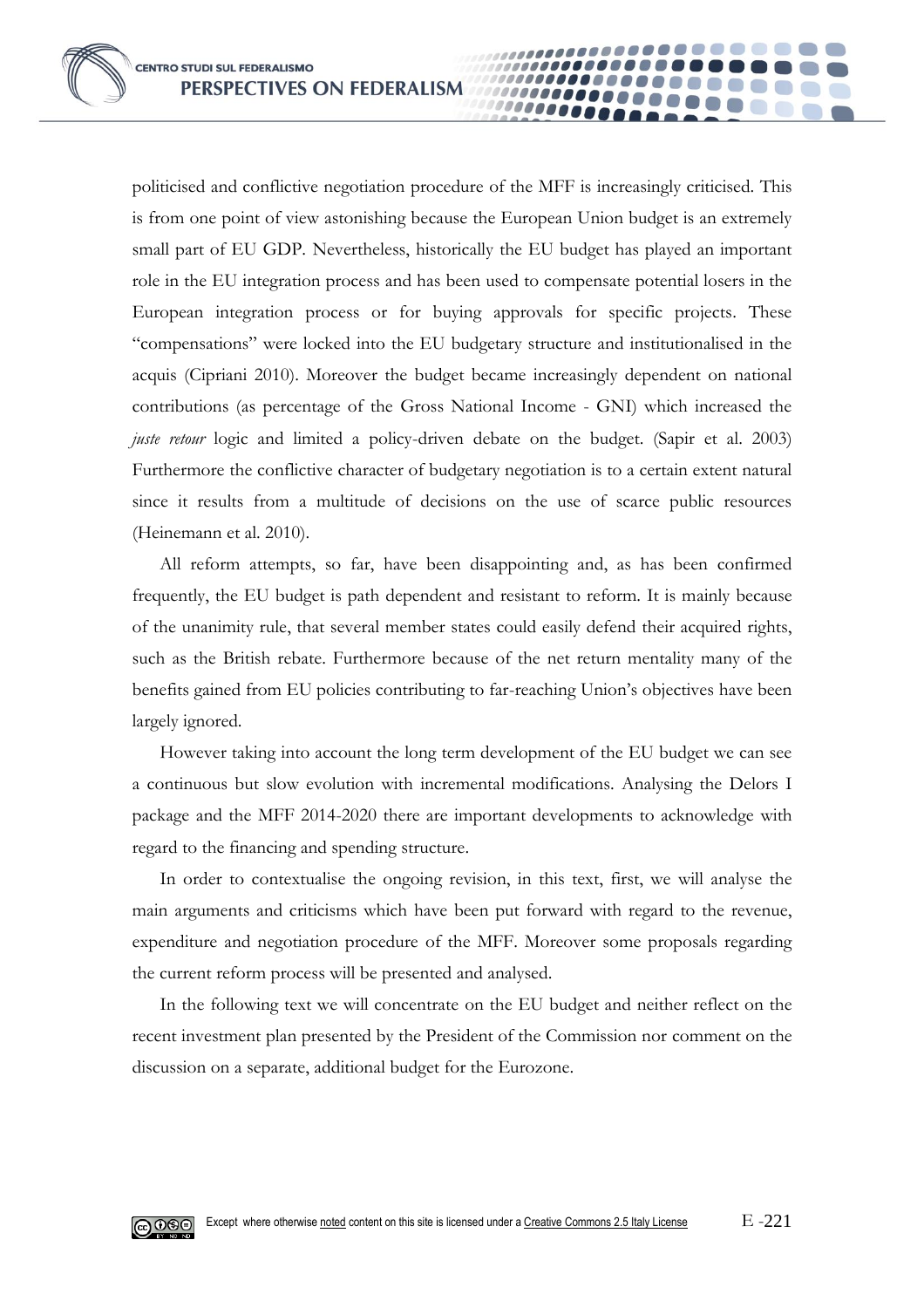politicised and conflictive negotiation procedure of the MFF is increasingly criticised. This is from one point of view astonishing because the European Union budget is an extremely small part of EU GDP. Nevertheless, historically the EU budget has played an important role in the EU integration process and has been used to compensate potential losers in the European integration process or for buying approvals for specific projects. These "compensations" were locked into the EU budgetary structure and institutionalised in the acquis (Cipriani 2010). Moreover the budget became increasingly dependent on national contributions (as percentage of the Gross National Income - GNI) which increased the *juste retour* logic and limited a policy-driven debate on the budget. (Sapir et al. 2003) Furthermore the conflictive character of budgetary negotiation is to a certain extent natural since it results from a multitude of decisions on the use of scarce public resources (Heinemann et al. 2010).

All reform attempts, so far, have been disappointing and, as has been confirmed frequently, the EU budget is path dependent and resistant to reform. It is mainly because of the unanimity rule, that several member states could easily defend their acquired rights, such as the British rebate. Furthermore because of the net return mentality many of the benefits gained from EU policies contributing to far-reaching Union's objectives have been largely ignored.

However taking into account the long term development of the EU budget we can see a continuous but slow evolution with incremental modifications. Analysing the Delors I package and the MFF 2014-2020 there are important developments to acknowledge with regard to the financing and spending structure.

In order to contextualise the ongoing revision, in this text, first, we will analyse the main arguments and criticisms which have been put forward with regard to the revenue, expenditure and negotiation procedure of the MFF. Moreover some proposals regarding the current reform process will be presented and analysed.

In the following text we will concentrate on the EU budget and neither reflect on the recent investment plan presented by the President of the Commission nor comment on the discussion on a separate, additional budget for the Eurozone.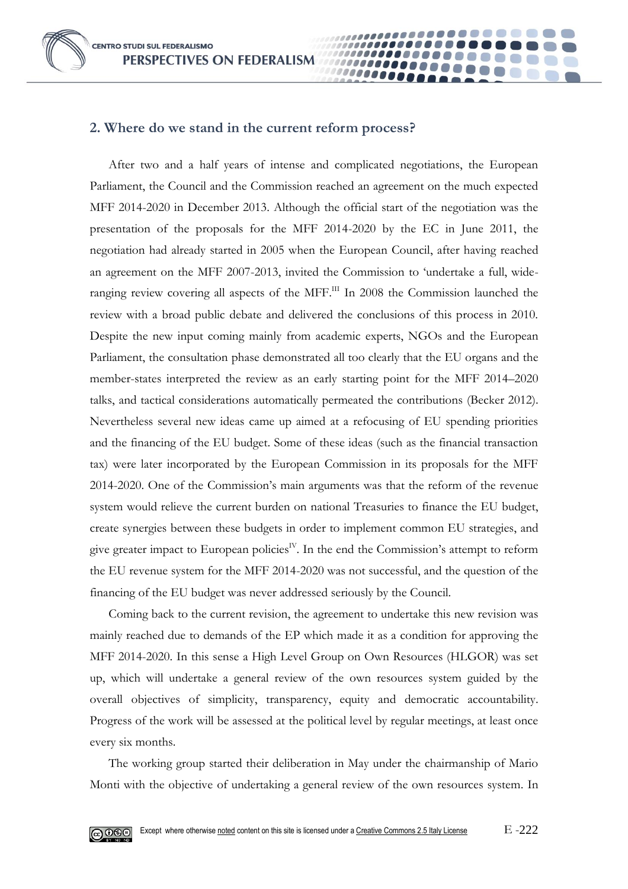## 2. Where do we stand in the current reform process?

After two and a half years of intense and complicated negotiations, the European Parliament, the Council and the Commission reached an agreement on the much expected MFF 2014-2020 in December 2013. Although the official start of the negotiation was the presentation of the proposals for the MFF 2014-2020 by the EC in June 2011, the negotiation had already started in 2005 when the European Council, after having reached an agreement on the MFF 2007-2013, invited the Commission to 'undertake a full, wide-ranging review covering all aspects of the MFF.[III] In 2008 the Commission launched the review with a broad public debate and delivered the conclusions of this process in 2010. Despite the new input coming mainly from academic experts, NGOs and the European Parliament, the consultation phase demonstrated all too clearly that the EU organs and the member-states interpreted the review as an early starting point for the MFF 2014–2020 talks, and tactical considerations automatically permeated the contributions (Becker 2012). Nevertheless several new ideas came up aimed at a refocusing of EU spending priorities and the financing of the EU budget. Some of these ideas (such as the financial transaction tax) were later incorporated by the European Commission in its proposals for the MFF 2014-2020. One of the Commission's main arguments was that the reform of the revenue system would relieve the current burden on national Treasuries to finance the EU budget, create synergies between these budgets in order to implement common EU strategies, and give greater impact to European policies[IV]. In the end the Commission's attempt to reform the EU revenue system for the MFF 2014-2020 was not successful, and the question of the financing of the EU budget was never addressed seriously by the Council.

Coming back to the current revision, the agreement to undertake this new revision was mainly reached due to demands of the EP which made it as a condition for approving the MFF 2014-2020. In this sense a High Level Group on Own Resources (HLGOR) was set up, which will undertake a general review of the own resources system guided by the overall objectives of simplicity, transparency, equity and democratic accountability. Progress of the work will be assessed at the political level by regular meetings, at least once every six months.

The working group started their deliberation in May under the chairmanship of Mario Monti with the objective of undertaking a general review of the own resources system. In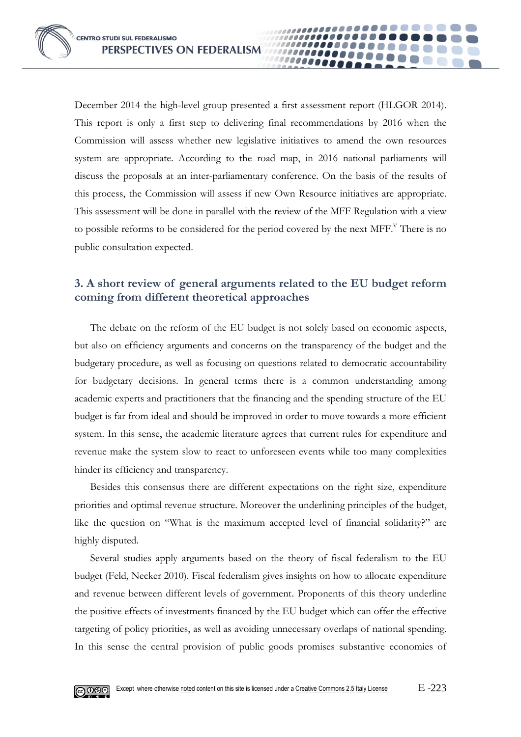December 2014 the high-level group presented a first assessment report (HLGOR 2014). This report is only a first step to delivering final recommendations by 2016 when the Commission will assess whether new legislative initiatives to amend the own resources system are appropriate. According to the road map, in 2016 national parliaments will discuss the proposals at an inter-parliamentary conference. On the basis of the results of this process, the Commission will assess if new Own Resource initiatives are appropriate. This assessment will be done in parallel with the review of the MFF Regulation with a view to possible reforms to be considered for the period covered by the next MFF.[V] There is no public consultation expected.

## 3. A short review of general arguments related to the EU budget reform coming from different theoretical approaches

The debate on the reform of the EU budget is not solely based on economic aspects, but also on efficiency arguments and concerns on the transparency of the budget and the budgetary procedure, as well as focusing on questions related to democratic accountability for budgetary decisions. In general terms there is a common understanding among academic experts and practitioners that the financing and the spending structure of the EU budget is far from ideal and should be improved in order to move towards a more efficient system. In this sense, the academic literature agrees that current rules for expenditure and revenue make the system slow to react to unforeseen events while too many complexities hinder its efficiency and transparency.

Besides this consensus there are different expectations on the right size, expenditure priorities and optimal revenue structure. Moreover the underlining principles of the budget, like the question on "What is the maximum accepted level of financial solidarity?" are highly disputed.

Several studies apply arguments based on the theory of fiscal federalism to the EU budget (Feld, Necker 2010). Fiscal federalism gives insights on how to allocate expenditure and revenue between different levels of government. Proponents of this theory underline the positive effects of investments financed by the EU budget which can offer the effective targeting of policy priorities, as well as avoiding unnecessary overlaps of national spending. In this sense the central provision of public goods promises substantive economies of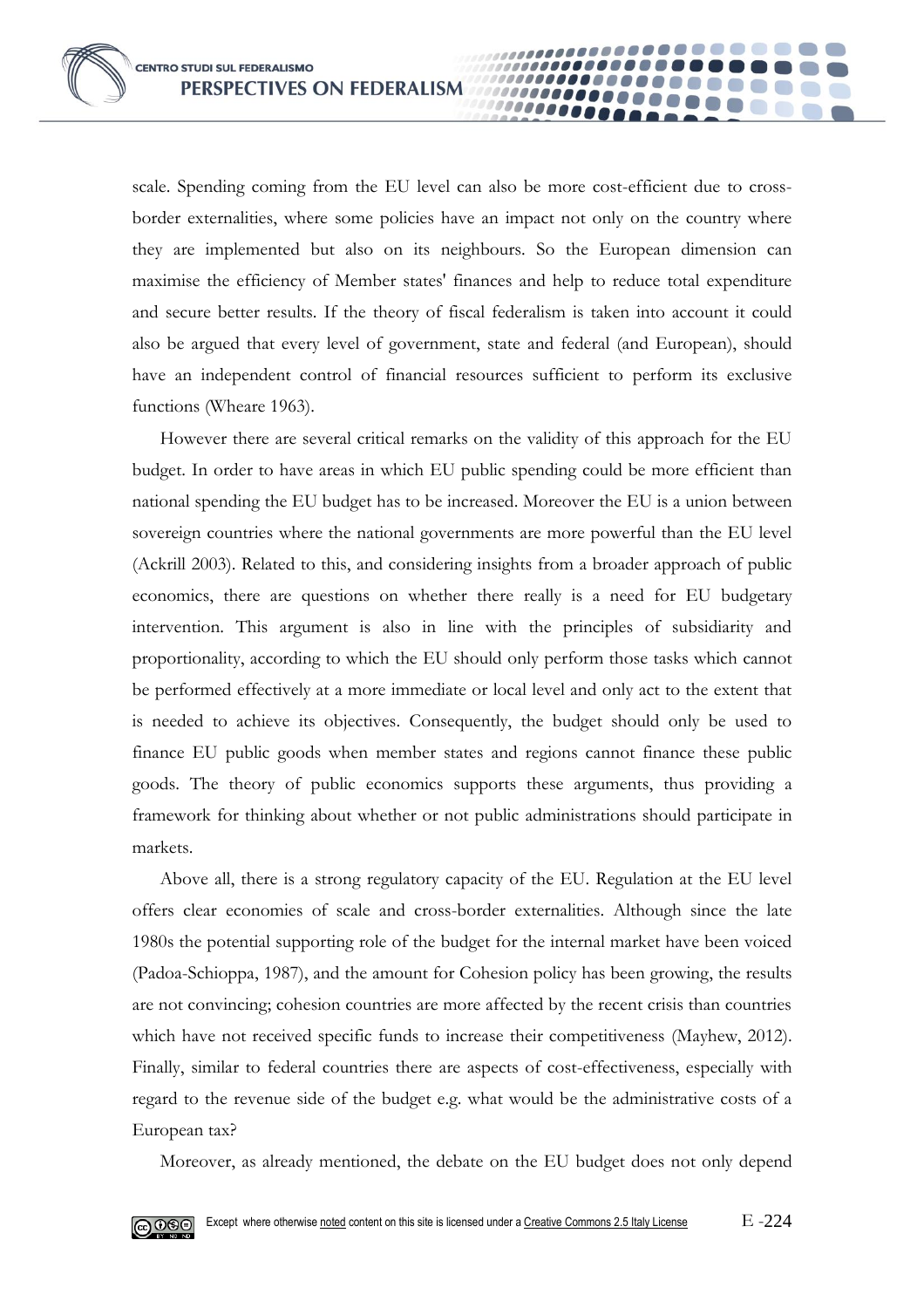scale. Spending coming from the EU level can also be more cost-efficient due to cross-border externalities, where some policies have an impact not only on the country where they are implemented but also on its neighbours. So the European dimension can maximise the efficiency of Member states' finances and help to reduce total expenditure and secure better results. If the theory of fiscal federalism is taken into account it could also be argued that every level of government, state and federal (and European), should have an independent control of financial resources sufficient to perform its exclusive functions (Wheare 1963).

However there are several critical remarks on the validity of this approach for the EU budget. In order to have areas in which EU public spending could be more efficient than national spending the EU budget has to be increased. Moreover the EU is a union between sovereign countries where the national governments are more powerful than the EU level (Ackrill 2003). Related to this, and considering insights from a broader approach of public economics, there are questions on whether there really is a need for EU budgetary intervention. This argument is also in line with the principles of subsidiarity and proportionality, according to which the EU should only perform those tasks which cannot be performed effectively at a more immediate or local level and only act to the extent that is needed to achieve its objectives. Consequently, the budget should only be used to finance EU public goods when member states and regions cannot finance these public goods. The theory of public economics supports these arguments, thus providing a framework for thinking about whether or not public administrations should participate in markets.

Above all, there is a strong regulatory capacity of the EU. Regulation at the EU level offers clear economies of scale and cross-border externalities. Although since the late 1980s the potential supporting role of the budget for the internal market have been voiced (Padoa-Schioppa, 1987), and the amount for Cohesion policy has been growing, the results are not convincing; cohesion countries are more affected by the recent crisis than countries which have not received specific funds to increase their competitiveness (Mayhew, 2012). Finally, similar to federal countries there are aspects of cost-effectiveness, especially with regard to the revenue side of the budget e.g. what would be the administrative costs of a European tax?

Moreover, as already mentioned, the debate on the EU budget does not only depend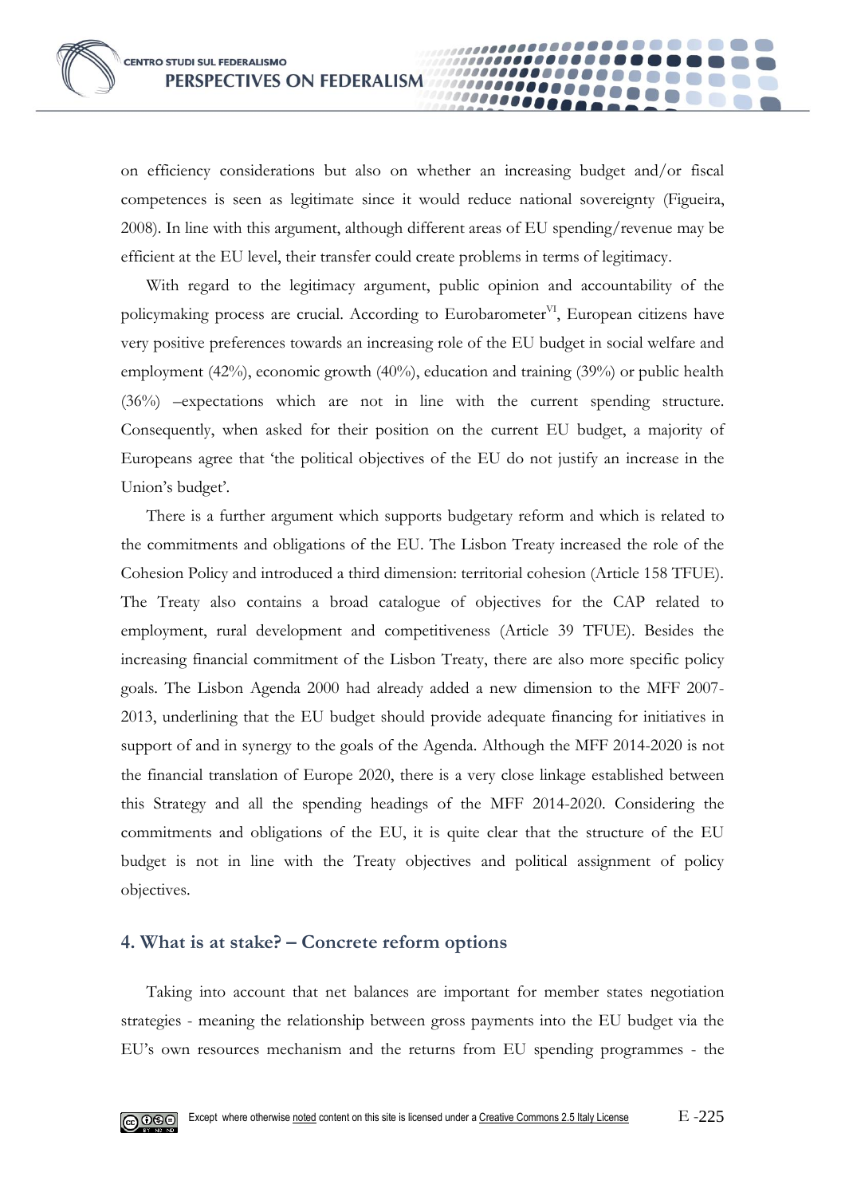on efficiency considerations but also on whether an increasing budget and/or fiscal competences is seen as legitimate since it would reduce national sovereignty (Figueira, 2008). In line with this argument, although different areas of EU spending/revenue may be efficient at the EU level, their transfer could create problems in terms of legitimacy.

With regard to the legitimacy argument, public opinion and accountability of the policymaking process are crucial. According to Eurobarometer[VI], European citizens have very positive preferences towards an increasing role of the EU budget in social welfare and employment (42%), economic growth (40%), education and training (39%) or public health (36%) –expectations which are not in line with the current spending structure. Consequently, when asked for their position on the current EU budget, a majority of Europeans agree that 'the political objectives of the EU do not justify an increase in the Union's budget'.

There is a further argument which supports budgetary reform and which is related to the commitments and obligations of the EU. The Lisbon Treaty increased the role of the Cohesion Policy and introduced a third dimension: territorial cohesion (Article 158 TFUE). The Treaty also contains a broad catalogue of objectives for the CAP related to employment, rural development and competitiveness (Article 39 TFUE). Besides the increasing financial commitment of the Lisbon Treaty, there are also more specific policy goals. The Lisbon Agenda 2000 had already added a new dimension to the MFF 2007-2013, underlining that the EU budget should provide adequate financing for initiatives in support of and in synergy to the goals of the Agenda. Although the MFF 2014-2020 is not the financial translation of Europe 2020, there is a very close linkage established between this Strategy and all the spending headings of the MFF 2014-2020. Considering the commitments and obligations of the EU, it is quite clear that the structure of the EU budget is not in line with the Treaty objectives and political assignment of policy objectives.

## 4. What is at stake? – Concrete reform options

Taking into account that net balances are important for member states negotiation strategies - meaning the relationship between gross payments into the EU budget via the EU's own resources mechanism and the returns from EU spending programmes - the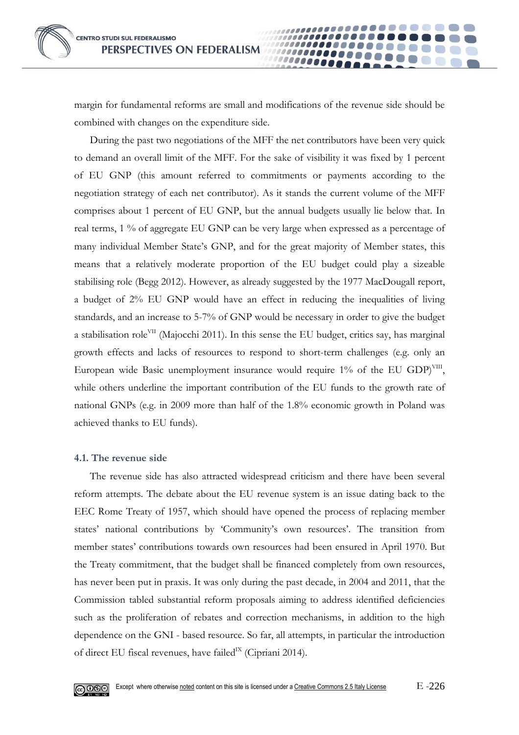margin for fundamental reforms are small and modifications of the revenue side should be combined with changes on the expenditure side.

During the past two negotiations of the MFF the net contributors have been very quick to demand an overall limit of the MFF. For the sake of visibility it was fixed by 1 percent of EU GNP (this amount referred to commitments or payments according to the negotiation strategy of each net contributor). As it stands the current volume of the MFF comprises about 1 percent of EU GNP, but the annual budgets usually lie below that. In real terms, 1 % of aggregate EU GNP can be very large when expressed as a percentage of many individual Member State's GNP, and for the great majority of Member states, this means that a relatively moderate proportion of the EU budget could play a sizeable stabilising role (Begg 2012). However, as already suggested by the 1977 MacDougall report, a budget of 2% EU GNP would have an effect in reducing the inequalities of living standards, and an increase to 5-7% of GNP would be necessary in order to give the budget a stabilisation role[VII] (Majocchi 2011). In this sense the EU budget, critics say, has marginal growth effects and lacks of resources to respond to short-term challenges (e.g. only an European wide Basic unemployment insurance would require 1% of the EU GDP)[VIII], while others underline the important contribution of the EU funds to the growth rate of national GNPs (e.g. in 2009 more than half of the 1.8% economic growth in Poland was achieved thanks to EU funds).

### 4.1. The revenue side

The revenue side has also attracted widespread criticism and there have been several reform attempts. The debate about the EU revenue system is an issue dating back to the EEC Rome Treaty of 1957, which should have opened the process of replacing member states' national contributions by 'Community's own resources'. The transition from member states' contributions towards own resources had been ensured in April 1970. But the Treaty commitment, that the budget shall be financed completely from own resources, has never been put in praxis. It was only during the past decade, in 2004 and 2011, that the Commission tabled substantial reform proposals aiming to address identified deficiencies such as the proliferation of rebates and correction mechanisms, in addition to the high dependence on the GNI - based resource. So far, all attempts, in particular the introduction of direct EU fiscal revenues, have failed[IX] (Cipriani 2014).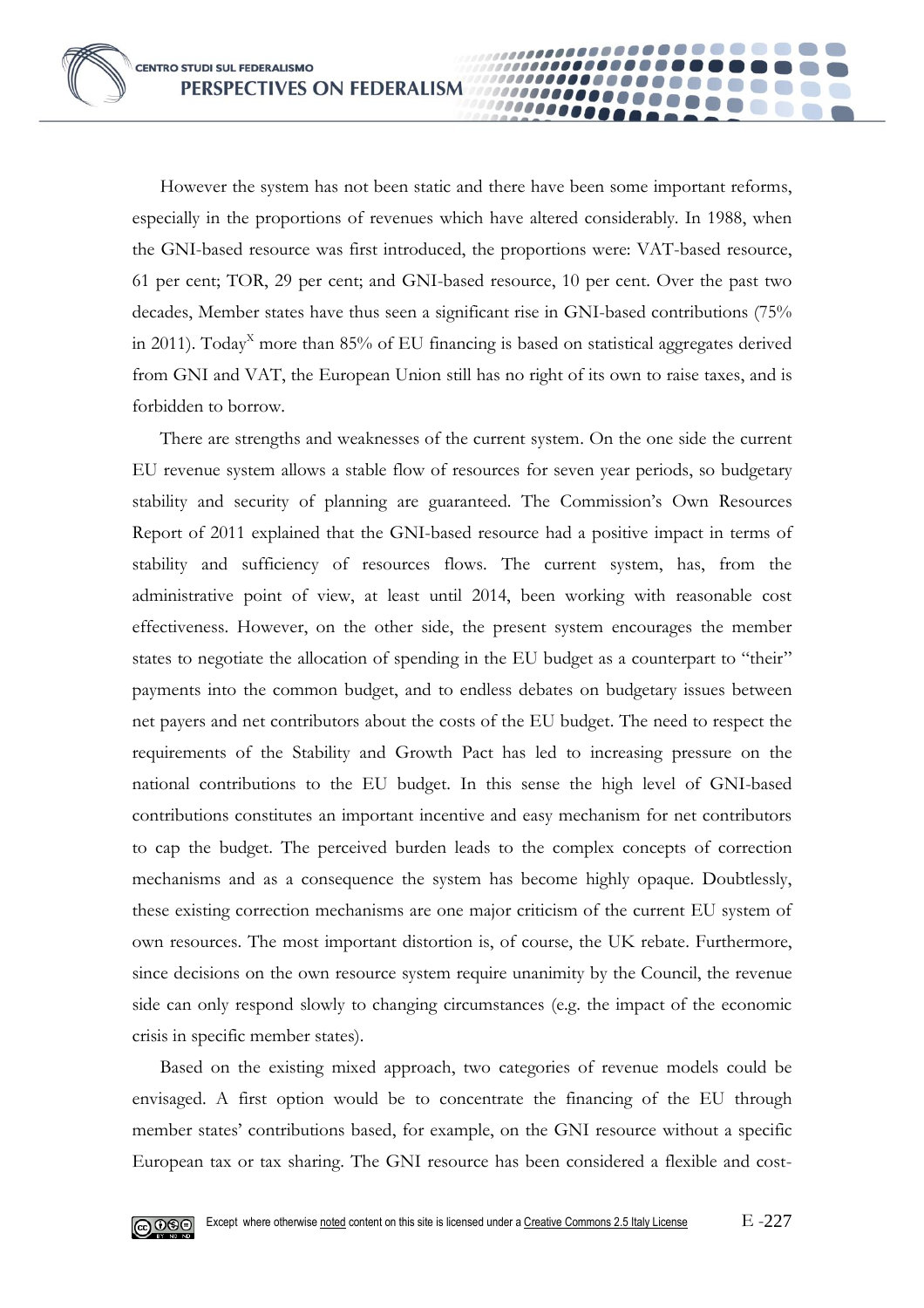However the system has not been static and there have been some important reforms, especially in the proportions of revenues which have altered considerably. In 1988, when the GNI-based resource was first introduced, the proportions were: VAT-based resource, 61 per cent; TOR, 29 per cent; and GNI-based resource, 10 per cent. Over the past two decades, Member states have thus seen a significant rise in GNI-based contributions (75% in 2011). Today[X] more than 85% of EU financing is based on statistical aggregates derived from GNI and VAT, the European Union still has no right of its own to raise taxes, and is forbidden to borrow.

There are strengths and weaknesses of the current system. On the one side the current EU revenue system allows a stable flow of resources for seven year periods, so budgetary stability and security of planning are guaranteed. The Commission's Own Resources Report of 2011 explained that the GNI-based resource had a positive impact in terms of stability and sufficiency of resources flows. The current system, has, from the administrative point of view, at least until 2014, been working with reasonable cost effectiveness. However, on the other side, the present system encourages the member states to negotiate the allocation of spending in the EU budget as a counterpart to "their" payments into the common budget, and to endless debates on budgetary issues between net payers and net contributors about the costs of the EU budget. The need to respect the requirements of the Stability and Growth Pact has led to increasing pressure on the national contributions to the EU budget. In this sense the high level of GNI-based contributions constitutes an important incentive and easy mechanism for net contributors to cap the budget. The perceived burden leads to the complex concepts of correction mechanisms and as a consequence the system has become highly opaque. Doubtlessly, these existing correction mechanisms are one major criticism of the current EU system of own resources. The most important distortion is, of course, the UK rebate. Furthermore, since decisions on the own resource system require unanimity by the Council, the revenue side can only respond slowly to changing circumstances (e.g. the impact of the economic crisis in specific member states).

Based on the existing mixed approach, two categories of revenue models could be envisaged. A first option would be to concentrate the financing of the EU through member states' contributions based, for example, on the GNI resource without a specific European tax or tax sharing. The GNI resource has been considered a flexible and cost-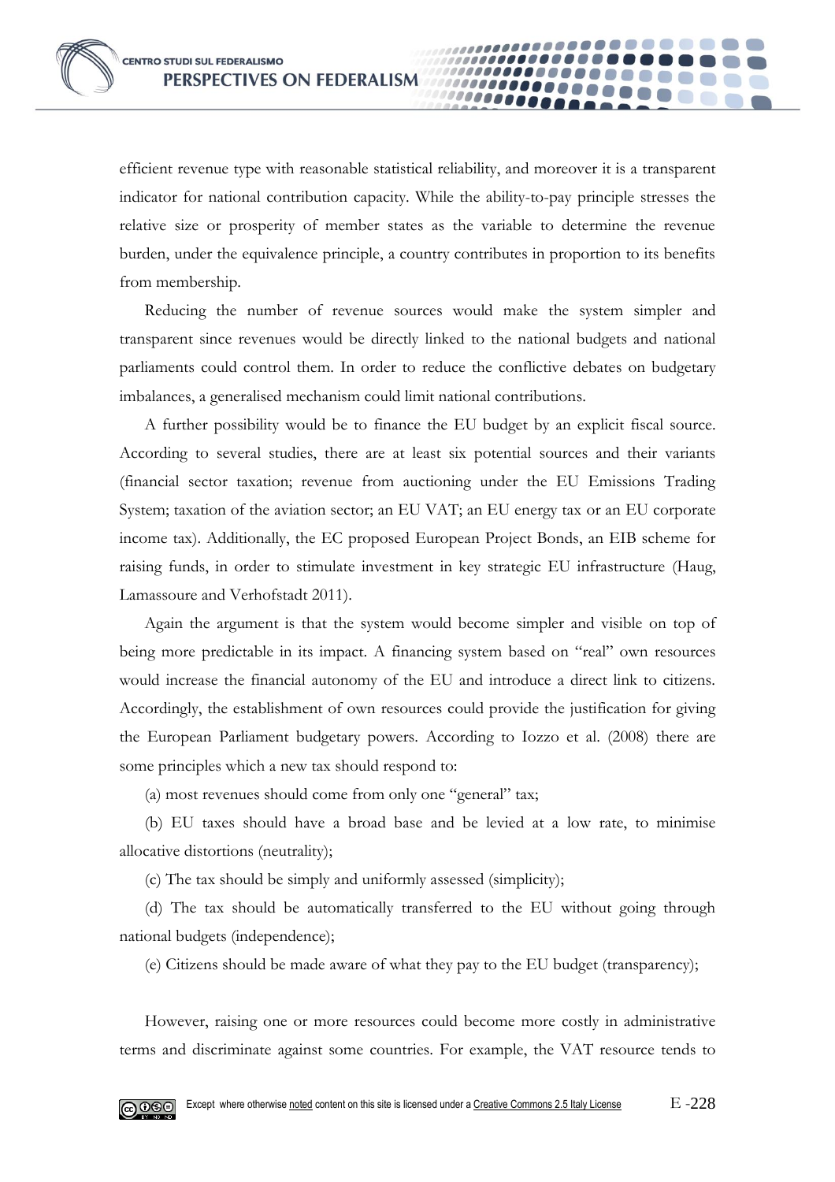efficient revenue type with reasonable statistical reliability, and moreover it is a transparent indicator for national contribution capacity. While the ability-to-pay principle stresses the relative size or prosperity of member states as the variable to determine the revenue burden, under the equivalence principle, a country contributes in proportion to its benefits from membership.

Reducing the number of revenue sources would make the system simpler and transparent since revenues would be directly linked to the national budgets and national parliaments could control them. In order to reduce the conflictive debates on budgetary imbalances, a generalised mechanism could limit national contributions.

A further possibility would be to finance the EU budget by an explicit fiscal source. According to several studies, there are at least six potential sources and their variants (financial sector taxation; revenue from auctioning under the EU Emissions Trading System; taxation of the aviation sector; an EU VAT; an EU energy tax or an EU corporate income tax). Additionally, the EC proposed European Project Bonds, an EIB scheme for raising funds, in order to stimulate investment in key strategic EU infrastructure (Haug, Lamassoure and Verhofstadt 2011).

Again the argument is that the system would become simpler and visible on top of being more predictable in its impact. A financing system based on "real" own resources would increase the financial autonomy of the EU and introduce a direct link to citizens. Accordingly, the establishment of own resources could provide the justification for giving the European Parliament budgetary powers. According to Iozzo et al. (2008) there are some principles which a new tax should respond to:

(a) most revenues should come from only one "general" tax;

(b) EU taxes should have a broad base and be levied at a low rate, to minimise allocative distortions (neutrality);

(c) The tax should be simply and uniformly assessed (simplicity);

(d) The tax should be automatically transferred to the EU without going through national budgets (independence);

(e) Citizens should be made aware of what they pay to the EU budget (transparency);

However, raising one or more resources could become more costly in administrative terms and discriminate against some countries. For example, the VAT resource tends to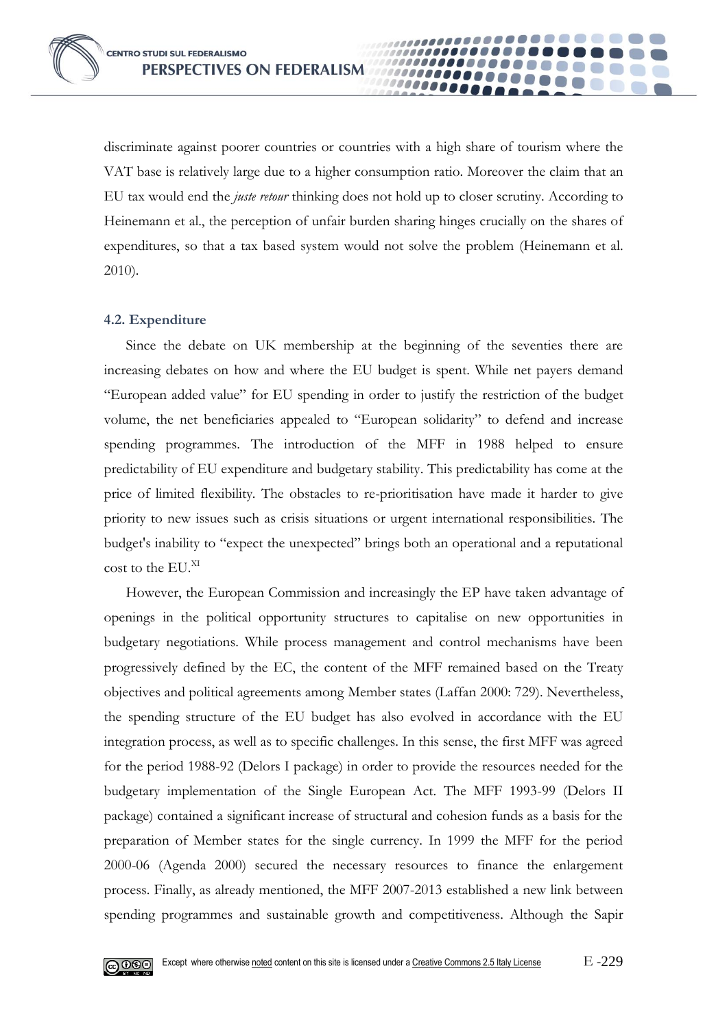discriminate against poorer countries or countries with a high share of tourism where the VAT base is relatively large due to a higher consumption ratio. Moreover the claim that an EU tax would end the *juste retour* thinking does not hold up to closer scrutiny. According to Heinemann et al., the perception of unfair burden sharing hinges crucially on the shares of expenditures, so that a tax based system would not solve the problem (Heinemann et al. 2010).

### 4.2. Expenditure

Since the debate on UK membership at the beginning of the seventies there are increasing debates on how and where the EU budget is spent. While net payers demand "European added value" for EU spending in order to justify the restriction of the budget volume, the net beneficiaries appealed to "European solidarity" to defend and increase spending programmes. The introduction of the MFF in 1988 helped to ensure predictability of EU expenditure and budgetary stability. This predictability has come at the price of limited flexibility. The obstacles to re-prioritisation have made it harder to give priority to new issues such as crisis situations or urgent international responsibilities. The budget's inability to "expect the unexpected" brings both an operational and a reputational cost to the EU.[XI]

However, the European Commission and increasingly the EP have taken advantage of openings in the political opportunity structures to capitalise on new opportunities in budgetary negotiations. While process management and control mechanisms have been progressively defined by the EC, the content of the MFF remained based on the Treaty objectives and political agreements among Member states (Laffan 2000: 729). Nevertheless, the spending structure of the EU budget has also evolved in accordance with the EU integration process, as well as to specific challenges. In this sense, the first MFF was agreed for the period 1988-92 (Delors I package) in order to provide the resources needed for the budgetary implementation of the Single European Act. The MFF 1993-99 (Delors II package) contained a significant increase of structural and cohesion funds as a basis for the preparation of Member states for the single currency. In 1999 the MFF for the period 2000-06 (Agenda 2000) secured the necessary resources to finance the enlargement process. Finally, as already mentioned, the MFF 2007-2013 established a new link between spending programmes and sustainable growth and competitiveness. Although the Sapir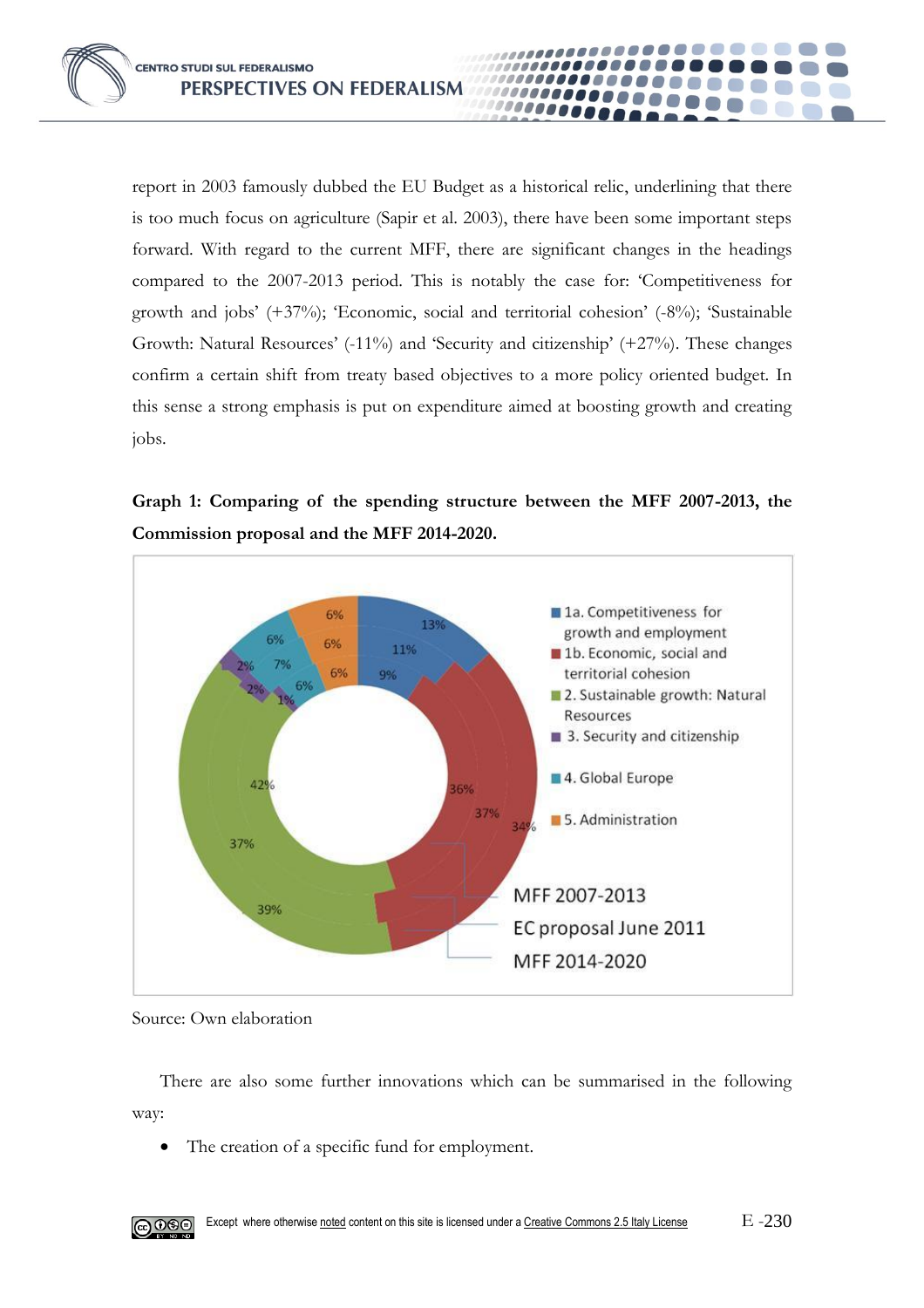report in 2003 famously dubbed the EU Budget as a historical relic, underlining that there is too much focus on agriculture (Sapir et al. 2003), there have been some important steps forward. With regard to the current MFF, there are significant changes in the headings compared to the 2007-2013 period. This is notably the case for: 'Competitiveness for growth and jobs' (+37%); 'Economic, social and territorial cohesion' (-8%); 'Sustainable Growth: Natural Resources' (-11%) and 'Security and citizenship' (+27%). These changes confirm a certain shift from treaty based objectives to a more policy oriented budget. In this sense a strong emphasis is put on expenditure aimed at boosting growth and creating jobs.

**Graph 1: Comparing of the spending structure between the MFF 2007-2013, the Commission proposal and the MFF 2014-2020.**

Source: Own elaboration

There are also some further innovations which can be summarised in the following way:

- The creation of a specific fund for employment.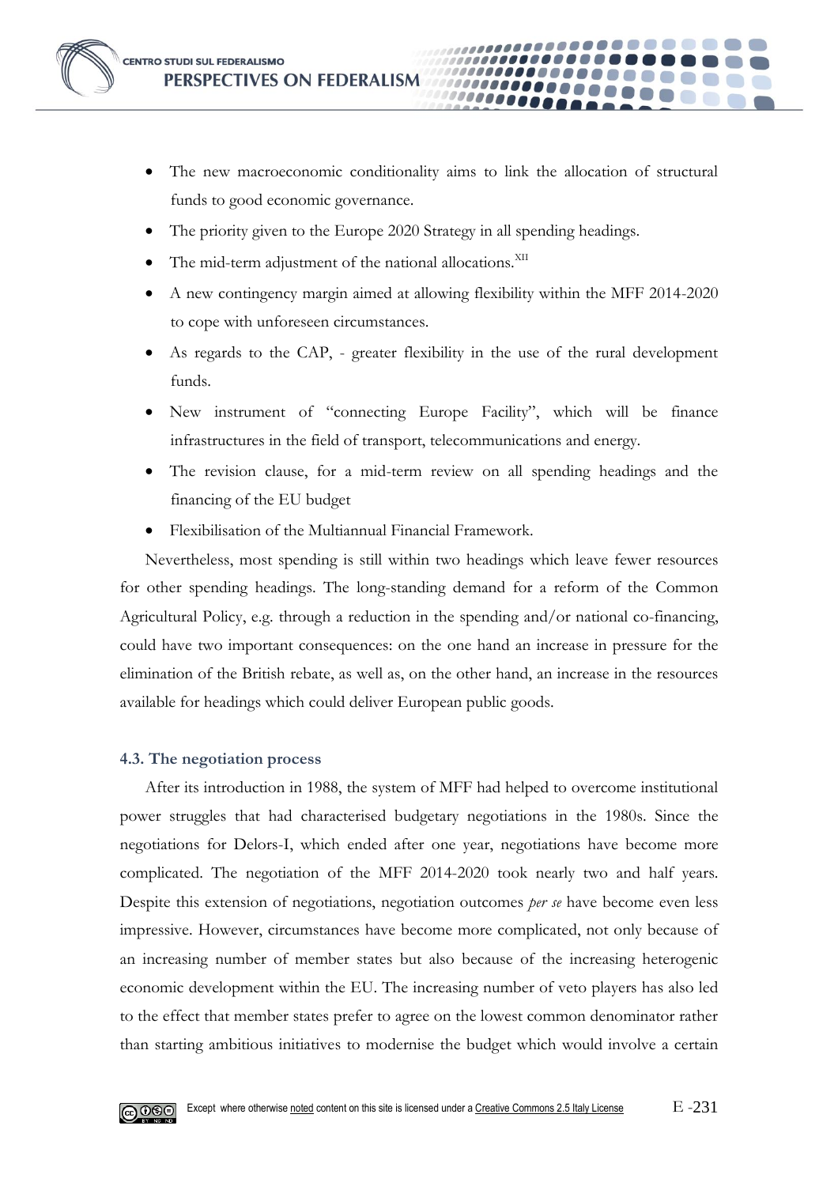- The new macroeconomic conditionality aims to link the allocation of structural funds to good economic governance.
- The priority given to the Europe 2020 Strategy in all spending headings.
- The mid-term adjustment of the national allocations.[XII]
- A new contingency margin aimed at allowing flexibility within the MFF 2014-2020 to cope with unforeseen circumstances.
- As regards to the CAP, - greater flexibility in the use of the rural development funds.
- New instrument of "connecting Europe Facility", which will be finance infrastructures in the field of transport, telecommunications and energy.
- The revision clause, for a mid-term review on all spending headings and the financing of the EU budget
- Flexibilisation of the Multiannual Financial Framework.

Nevertheless, most spending is still within two headings which leave fewer resources for other spending headings. The long-standing demand for a reform of the Common Agricultural Policy, e.g. through a reduction in the spending and/or national co-financing, could have two important consequences: on the one hand an increase in pressure for the elimination of the British rebate, as well as, on the other hand, an increase in the resources available for headings which could deliver European public goods.

### 4.3. The negotiation process

After its introduction in 1988, the system of MFF had helped to overcome institutional power struggles that had characterised budgetary negotiations in the 1980s. Since the negotiations for Delors-I, which ended after one year, negotiations have become more complicated. The negotiation of the MFF 2014-2020 took nearly two and half years. Despite this extension of negotiations, negotiation outcomes *per se* have become even less impressive. However, circumstances have become more complicated, not only because of an increasing number of member states but also because of the increasing heterogenic economic development within the EU. The increasing number of veto players has also led to the effect that member states prefer to agree on the lowest common denominator rather than starting ambitious initiatives to modernise the budget which would involve a certain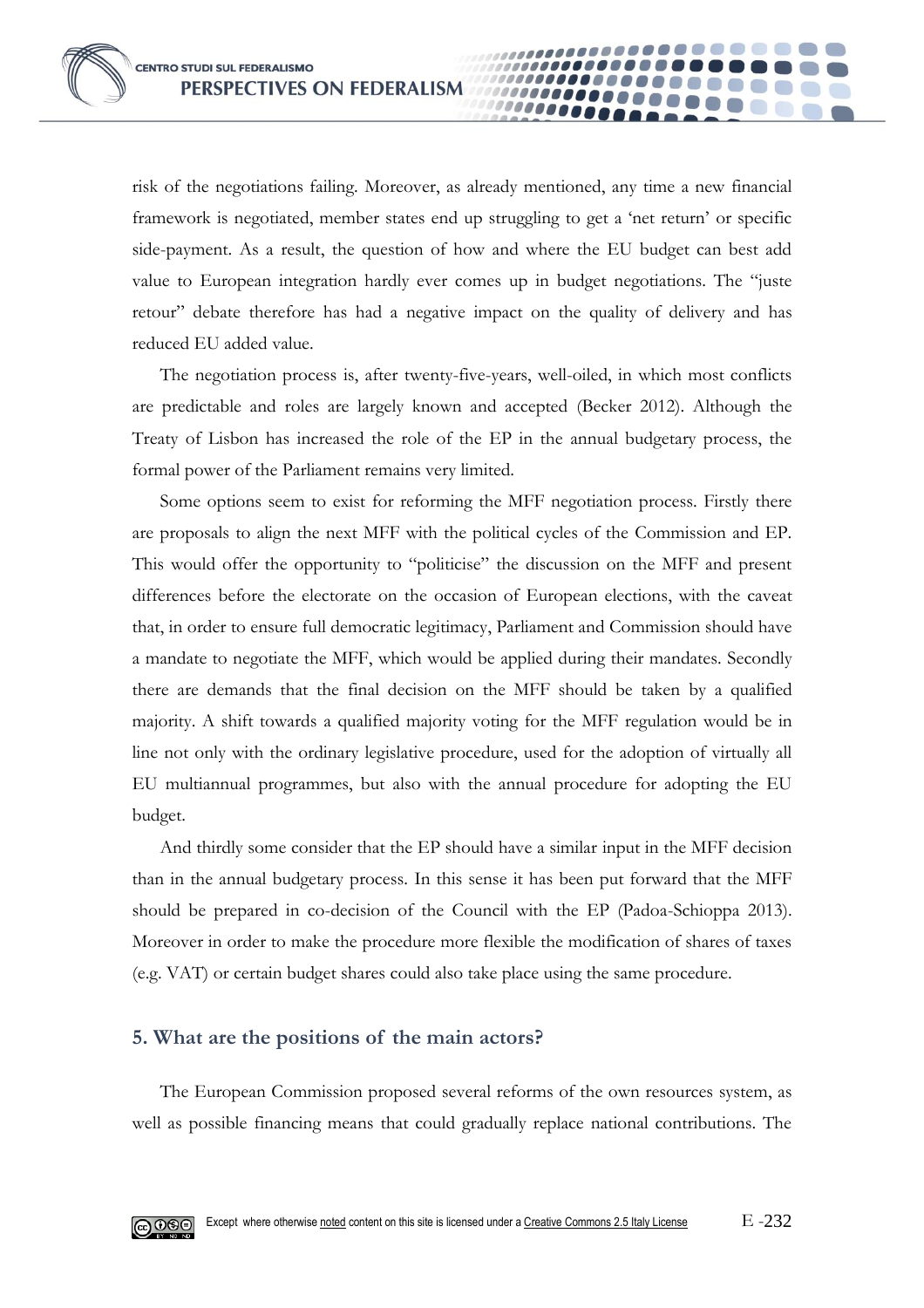risk of the negotiations failing. Moreover, as already mentioned, any time a new financial framework is negotiated, member states end up struggling to get a 'net return' or specific side-payment. As a result, the question of how and where the EU budget can best add value to European integration hardly ever comes up in budget negotiations. The "juste retour" debate therefore has had a negative impact on the quality of delivery and has reduced EU added value.

The negotiation process is, after twenty-five-years, well-oiled, in which most conflicts are predictable and roles are largely known and accepted (Becker 2012). Although the Treaty of Lisbon has increased the role of the EP in the annual budgetary process, the formal power of the Parliament remains very limited.

Some options seem to exist for reforming the MFF negotiation process. Firstly there are proposals to align the next MFF with the political cycles of the Commission and EP. This would offer the opportunity to "politicise" the discussion on the MFF and present differences before the electorate on the occasion of European elections, with the caveat that, in order to ensure full democratic legitimacy, Parliament and Commission should have a mandate to negotiate the MFF, which would be applied during their mandates. Secondly there are demands that the final decision on the MFF should be taken by a qualified majority. A shift towards a qualified majority voting for the MFF regulation would be in line not only with the ordinary legislative procedure, used for the adoption of virtually all EU multiannual programmes, but also with the annual procedure for adopting the EU budget.

And thirdly some consider that the EP should have a similar input in the MFF decision than in the annual budgetary process. In this sense it has been put forward that the MFF should be prepared in co-decision of the Council with the EP (Padoa-Schioppa 2013). Moreover in order to make the procedure more flexible the modification of shares of taxes (e.g. VAT) or certain budget shares could also take place using the same procedure.

## 5. What are the positions of the main actors?

The European Commission proposed several reforms of the own resources system, as well as possible financing means that could gradually replace national contributions. The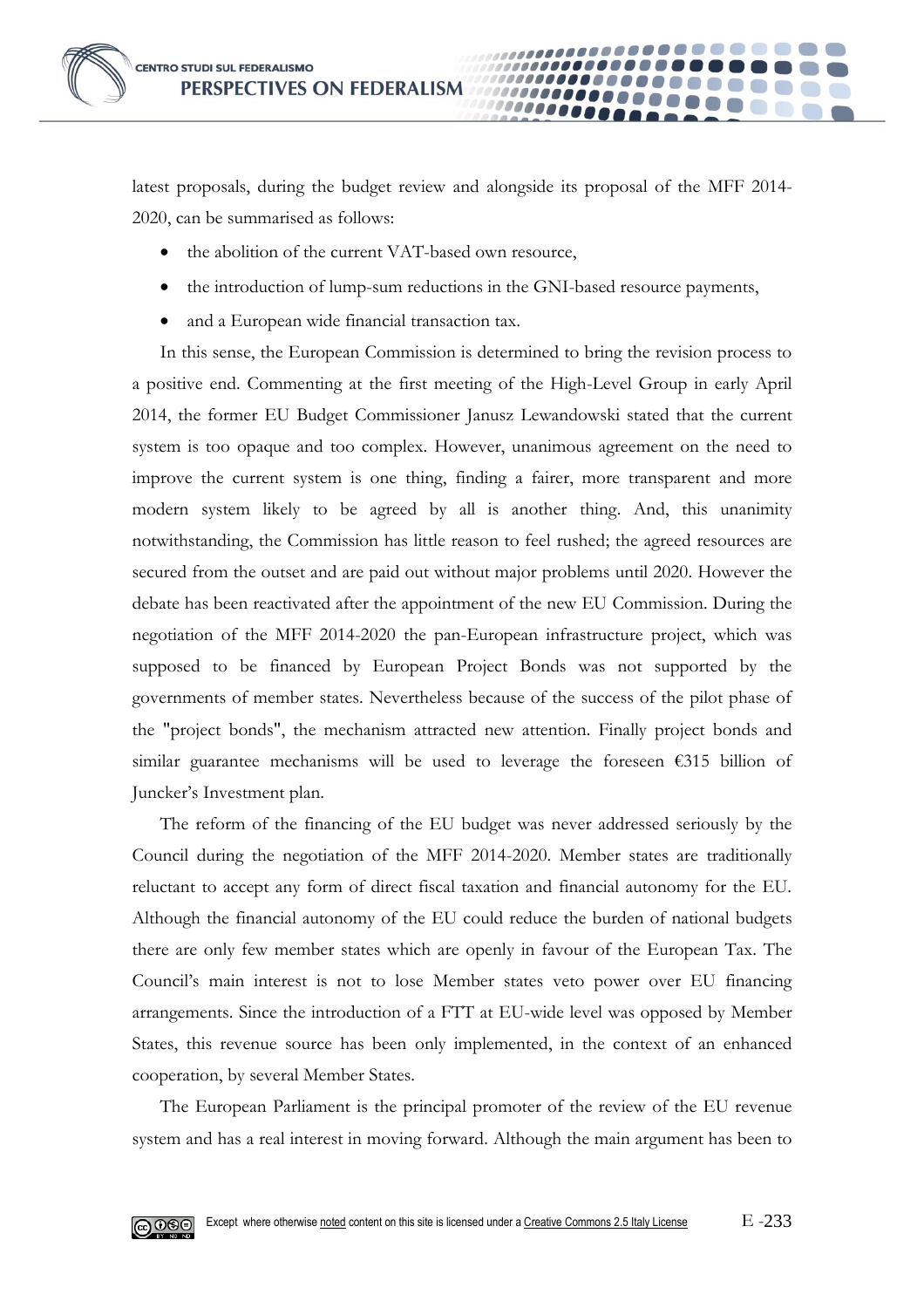latest proposals, during the budget review and alongside its proposal of the MFF 2014-2020, can be summarised as follows:

- the abolition of the current VAT-based own resource,
- the introduction of lump-sum reductions in the GNI-based resource payments,
- and a European wide financial transaction tax.

In this sense, the European Commission is determined to bring the revision process to a positive end. Commenting at the first meeting of the High-Level Group in early April 2014, the former EU Budget Commissioner Janusz Lewandowski stated that the current system is too opaque and too complex. However, unanimous agreement on the need to improve the current system is one thing, finding a fairer, more transparent and more modern system likely to be agreed by all is another thing. And, this unanimity notwithstanding, the Commission has little reason to feel rushed; the agreed resources are secured from the outset and are paid out without major problems until 2020. However the debate has been reactivated after the appointment of the new EU Commission. During the negotiation of the MFF 2014-2020 the pan-European infrastructure project, which was supposed to be financed by European Project Bonds was not supported by the governments of member states. Nevertheless because of the success of the pilot phase of the "project bonds", the mechanism attracted new attention. Finally project bonds and similar guarantee mechanisms will be used to leverage the foreseen €315 billion of Juncker's Investment plan.

The reform of the financing of the EU budget was never addressed seriously by the Council during the negotiation of the MFF 2014-2020. Member states are traditionally reluctant to accept any form of direct fiscal taxation and financial autonomy for the EU. Although the financial autonomy of the EU could reduce the burden of national budgets there are only few member states which are openly in favour of the European Tax. The Council's main interest is not to lose Member states veto power over EU financing arrangements. Since the introduction of a FTT at EU-wide level was opposed by Member States, this revenue source has been only implemented, in the context of an enhanced cooperation, by several Member States.

The European Parliament is the principal promoter of the review of the EU revenue system and has a real interest in moving forward. Although the main argument has been to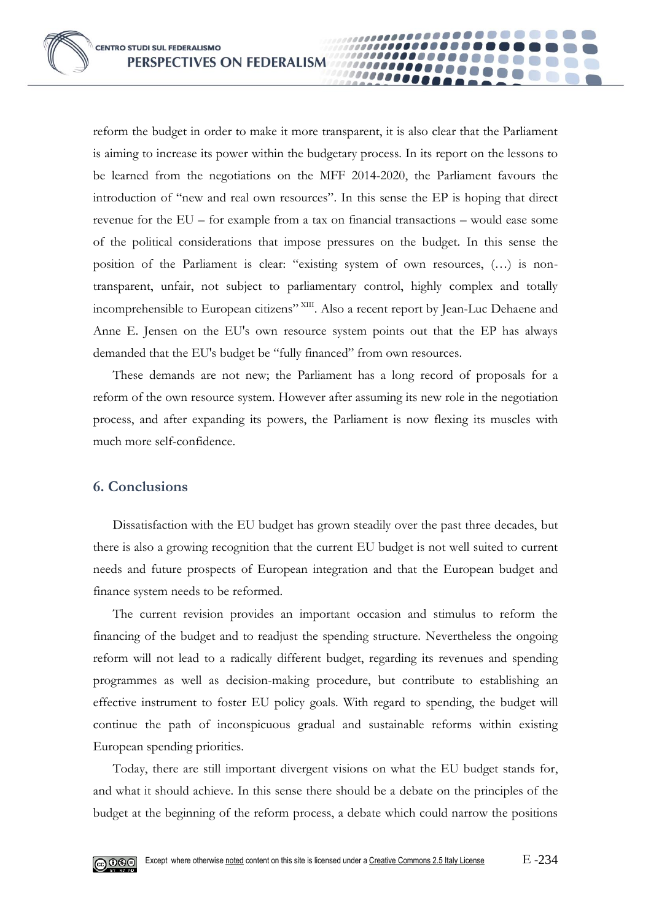reform the budget in order to make it more transparent, it is also clear that the Parliament is aiming to increase its power within the budgetary process. In its report on the lessons to be learned from the negotiations on the MFF 2014-2020, the Parliament favours the introduction of "new and real own resources". In this sense the EP is hoping that direct revenue for the EU – for example from a tax on financial transactions – would ease some of the political considerations that impose pressures on the budget. In this sense the position of the Parliament is clear: "existing system of own resources, (…) is non-transparent, unfair, not subject to parliamentary control, highly complex and totally incomprehensible to European citizens" [XIII]. Also a recent report by Jean-Luc Dehaene and Anne E. Jensen on the EU's own resource system points out that the EP has always demanded that the EU's budget be "fully financed" from own resources.

These demands are not new; the Parliament has a long record of proposals for a reform of the own resource system. However after assuming its new role in the negotiation process, and after expanding its powers, the Parliament is now flexing its muscles with much more self-confidence.

## 6. Conclusions

Dissatisfaction with the EU budget has grown steadily over the past three decades, but there is also a growing recognition that the current EU budget is not well suited to current needs and future prospects of European integration and that the European budget and finance system needs to be reformed.

The current revision provides an important occasion and stimulus to reform the financing of the budget and to readjust the spending structure. Nevertheless the ongoing reform will not lead to a radically different budget, regarding its revenues and spending programmes as well as decision-making procedure, but contribute to establishing an effective instrument to foster EU policy goals. With regard to spending, the budget will continue the path of inconspicuous gradual and sustainable reforms within existing European spending priorities.

Today, there are still important divergent visions on what the EU budget stands for, and what it should achieve. In this sense there should be a debate on the principles of the budget at the beginning of the reform process, a debate which could narrow the positions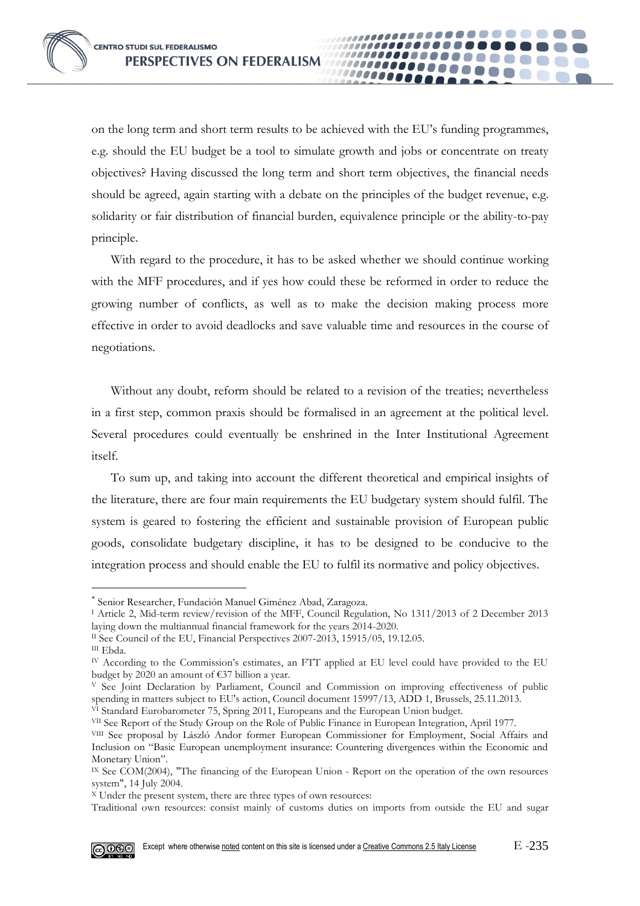on the long term and short term results to be achieved with the EU's funding programmes, e.g. should the EU budget be a tool to simulate growth and jobs or concentrate on treaty objectives? Having discussed the long term and short term objectives, the financial needs should be agreed, again starting with a debate on the principles of the budget revenue, e.g. solidarity or fair distribution of financial burden, equivalence principle or the ability-to-pay principle.

With regard to the procedure, it has to be asked whether we should continue working with the MFF procedures, and if yes how could these be reformed in order to reduce the growing number of conflicts, as well as to make the decision making process more effective in order to avoid deadlocks and save valuable time and resources in the course of negotiations.

Without any doubt, reform should be related to a revision of the treaties; nevertheless in a first step, common praxis should be formalised in an agreement at the political level. Several procedures could eventually be enshrined in the Inter Institutional Agreement itself.

To sum up, and taking into account the different theoretical and empirical insights of the literature, there are four main requirements the EU budgetary system should fulfil. The system is geared to fostering the efficient and sustainable provision of European public goods, consolidate budgetary discipline, it has to be designed to be conducive to the integration process and should enable the EU to fulfil its normative and policy objectives.

---

[*] Senior Researcher, Fundación Manuel Giménez Abad, Zaragoza.

[I] Article 2, Mid-term review/revision of the MFF, Council Regulation, No 1311/2013 of 2 December 2013 laying down the multiannual financial framework for the years 2014-2020.

[II] See Council of the EU, Financial Perspectives 2007-2013, 15915/05, 19.12.05.

[III] Ebda.

[IV] According to the Commission's estimates, an FTT applied at EU level could have provided to the EU budget by 2020 an amount of €37 billion a year.

[V] See Joint Declaration by Parliament, Council and Commission on improving effectiveness of public spending in matters subject to EU's action, Council document 15997/13, ADD 1, Brussels, 25.11.2013.

[VI] Standard Eurobarometer 75, Spring 2011, Europeans and the European Union budget.

[VII] See Report of the Study Group on the Role of Public Finance in European Integration, April 1977.

[VIII] See proposal by László Andor former European Commissioner for Employment, Social Affairs and Inclusion on "Basic European unemployment insurance: Countering divergences within the Economic and Monetary Union".

[IX] See COM(2004), "The financing of the European Union - Report on the operation of the own resources system", 14 July 2004.

[X] Under the present system, there are three types of own resources:
Traditional own resources: consist mainly of customs duties on imports from outside the EU and sugar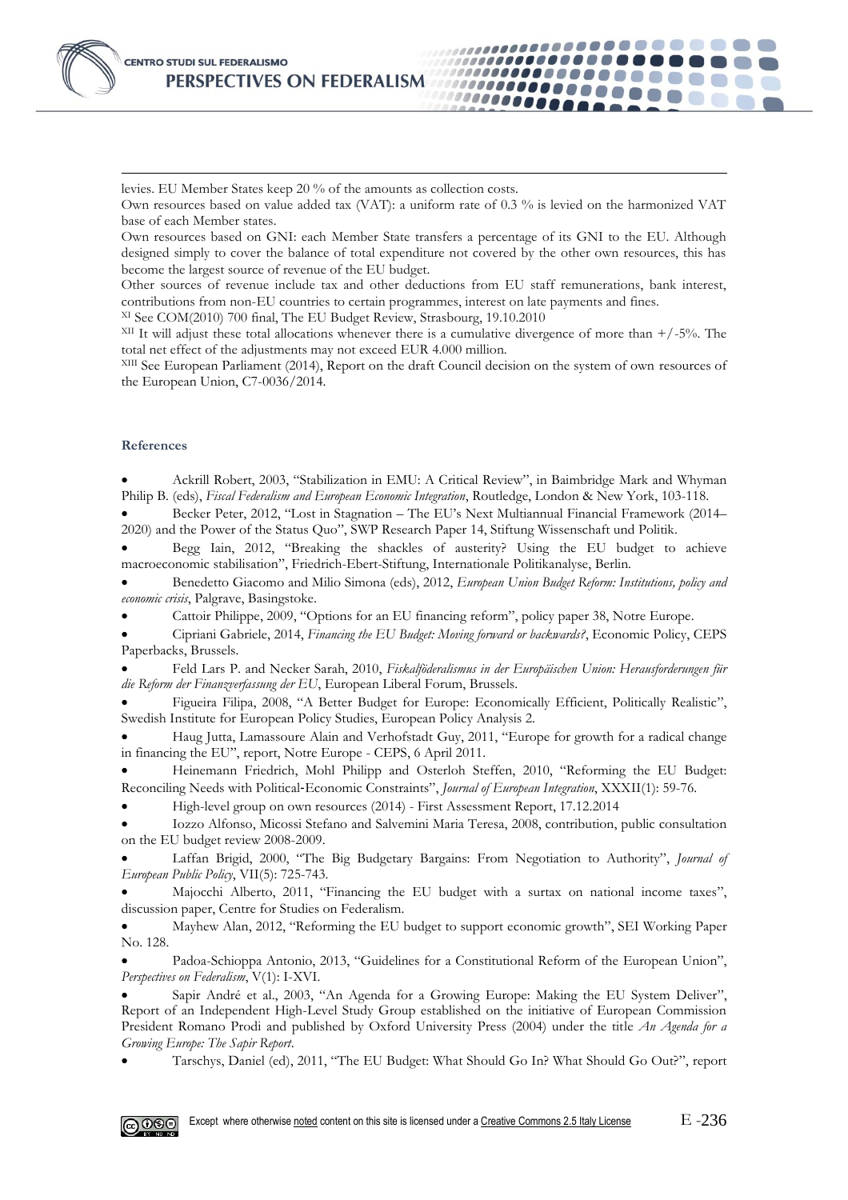levies. EU Member States keep 20 % of the amounts as collection costs.
Own resources based on value added tax (VAT): a uniform rate of 0.3 % is levied on the harmonized VAT base of each Member states.
Own resources based on GNI: each Member State transfers a percentage of its GNI to the EU. Although designed simply to cover the balance of total expenditure not covered by the other own resources, this has become the largest source of revenue of the EU budget.
Other sources of revenue include tax and other deductions from EU staff remunerations, bank interest, contributions from non-EU countries to certain programmes, interest on late payments and fines.

[XI] See COM(2010) 700 final, The EU Budget Review, Strasbourg, 19.10.2010

[XII] It will adjust these total allocations whenever there is a cumulative divergence of more than +/-5%. The total net effect of the adjustments may not exceed EUR 4.000 million.

[XIII] See European Parliament (2014), Report on the draft Council decision on the system of own resources of the European Union, C7-0036/2014.

### References

- Ackrill Robert, 2003, "Stabilization in EMU: A Critical Review", in Baimbridge Mark and Whyman Philip B. (eds), *Fiscal Federalism and European Economic Integration*, Routledge, London & New York, 103-118.
- Becker Peter, 2012, "Lost in Stagnation – The EU's Next Multiannual Financial Framework (2014–2020) and the Power of the Status Quo", SWP Research Paper 14, Stiftung Wissenschaft und Politik.
- Begg Iain, 2012, "Breaking the shackles of austerity? Using the EU budget to achieve macroeconomic stabilisation", Friedrich-Ebert-Stiftung, Internationale Politikanalyse, Berlin.
- Benedetto Giacomo and Milio Simona (eds), 2012, *European Union Budget Reform: Institutions, policy and economic crisis*, Palgrave, Basingstoke.
- Cattoir Philippe, 2009, "Options for an EU financing reform", policy paper 38, Notre Europe.
- Cipriani Gabriele, 2014, *Financing the EU Budget: Moving forward or backwards?*, Economic Policy, CEPS Paperbacks, Brussels.
- Feld Lars P. and Necker Sarah, 2010, *Fiskalföderalismus in der Europäischen Union: Herausforderungen für die Reform der Finanzverfassung der EU*, European Liberal Forum, Brussels.
- Figueira Filipa, 2008, "A Better Budget for Europe: Economically Efficient, Politically Realistic", Swedish Institute for European Policy Studies, European Policy Analysis 2.
- Haug Jutta, Lamassoure Alain and Verhofstadt Guy, 2011, "Europe for growth for a radical change in financing the EU", report, Notre Europe - CEPS, 6 April 2011.
- Heinemann Friedrich, Mohl Philipp and Osterloh Steffen, 2010, "Reforming the EU Budget: Reconciling Needs with Political-Economic Constraints", *Journal of European Integration*, XXXII(1): 59-76.
- High-level group on own resources (2014) - First Assessment Report, 17.12.2014
- Iozzo Alfonso, Micossi Stefano and Salvemini Maria Teresa, 2008, contribution, public consultation on the EU budget review 2008-2009.
- Laffan Brigid, 2000, "The Big Budgetary Bargains: From Negotiation to Authority", *Journal of European Public Policy*, VII(5): 725-743.
- Majocchi Alberto, 2011, "Financing the EU budget with a surtax on national income taxes", discussion paper, Centre for Studies on Federalism.
- Mayhew Alan, 2012, "Reforming the EU budget to support economic growth", SEI Working Paper No. 128.
- Padoa-Schioppa Antonio, 2013, "Guidelines for a Constitutional Reform of the European Union", *Perspectives on Federalism*, V(1): I-XVI.
- Sapir André et al., 2003, "An Agenda for a Growing Europe: Making the EU System Deliver", Report of an Independent High-Level Study Group established on the initiative of European Commission President Romano Prodi and published by Oxford University Press (2004) under the title *An Agenda for a Growing Europe: The Sapir Report.*
- Tarschys, Daniel (ed), 2011, "The EU Budget: What Should Go In? What Should Go Out?", report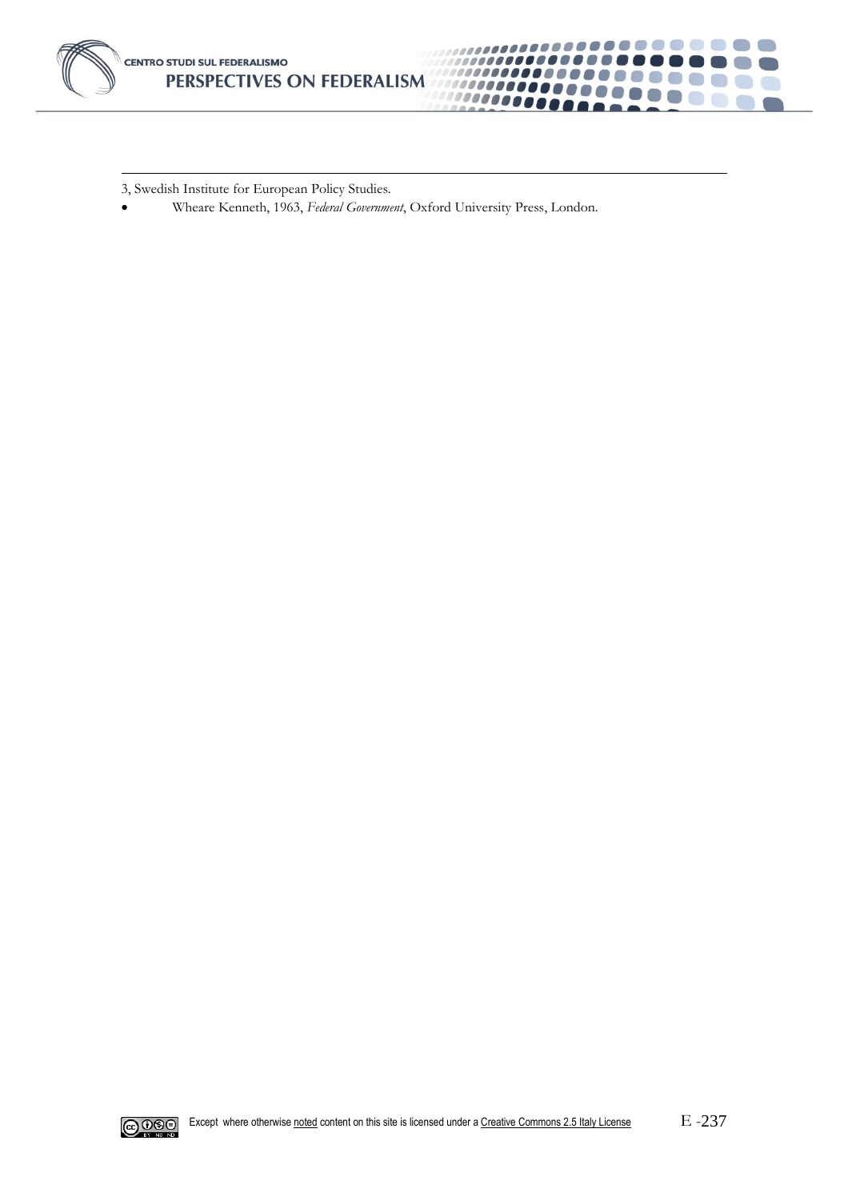3, Swedish Institute for European Policy Studies.

- Wheare Kenneth, 1963, *Federal Government*, Oxford University Press, London.